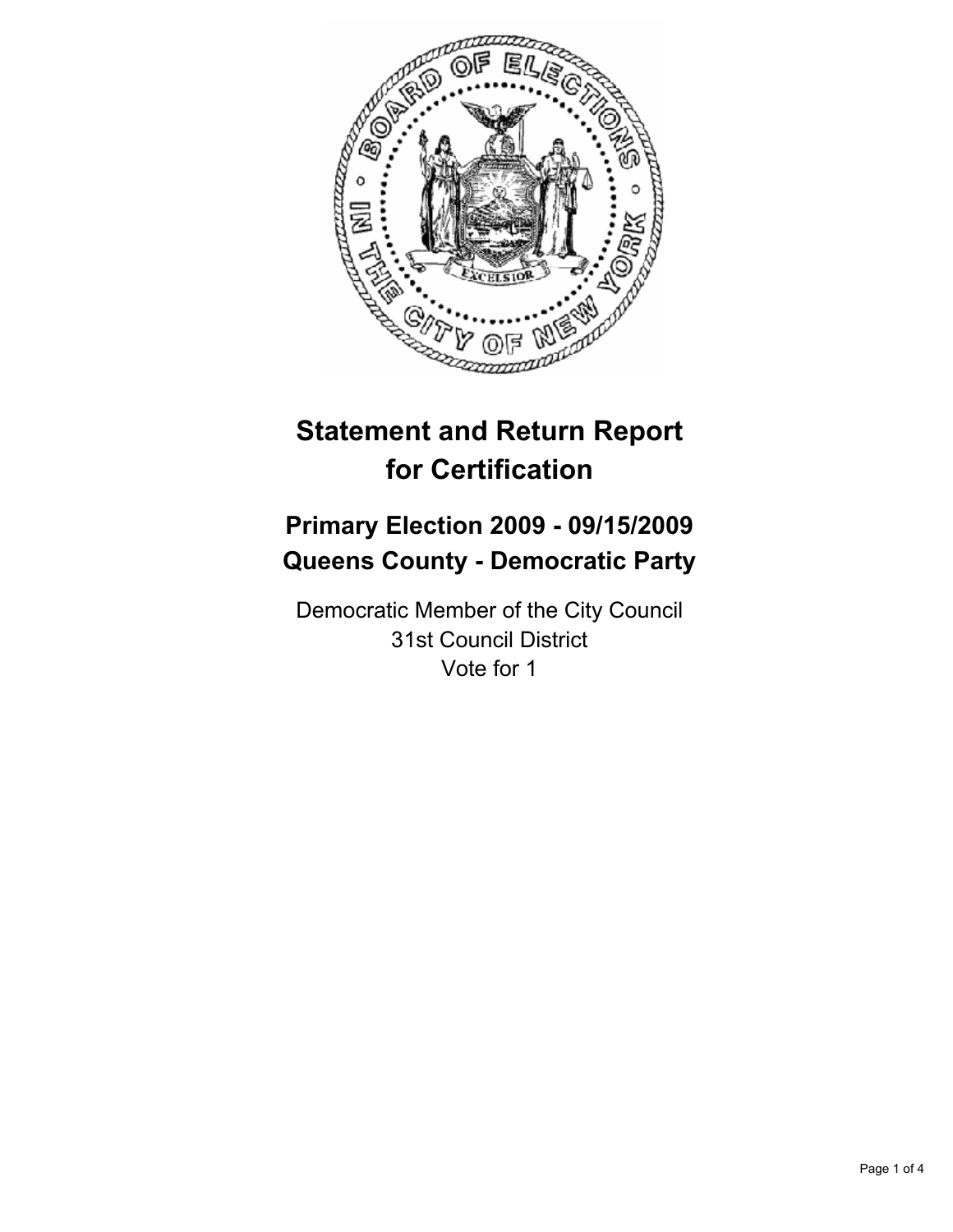# Statement and Return Report for Certification

## Primary Election 2009 - 09/15/2009
## Queens County - Democratic Party

Democratic Member of the City Council
31st Council District
Vote for 1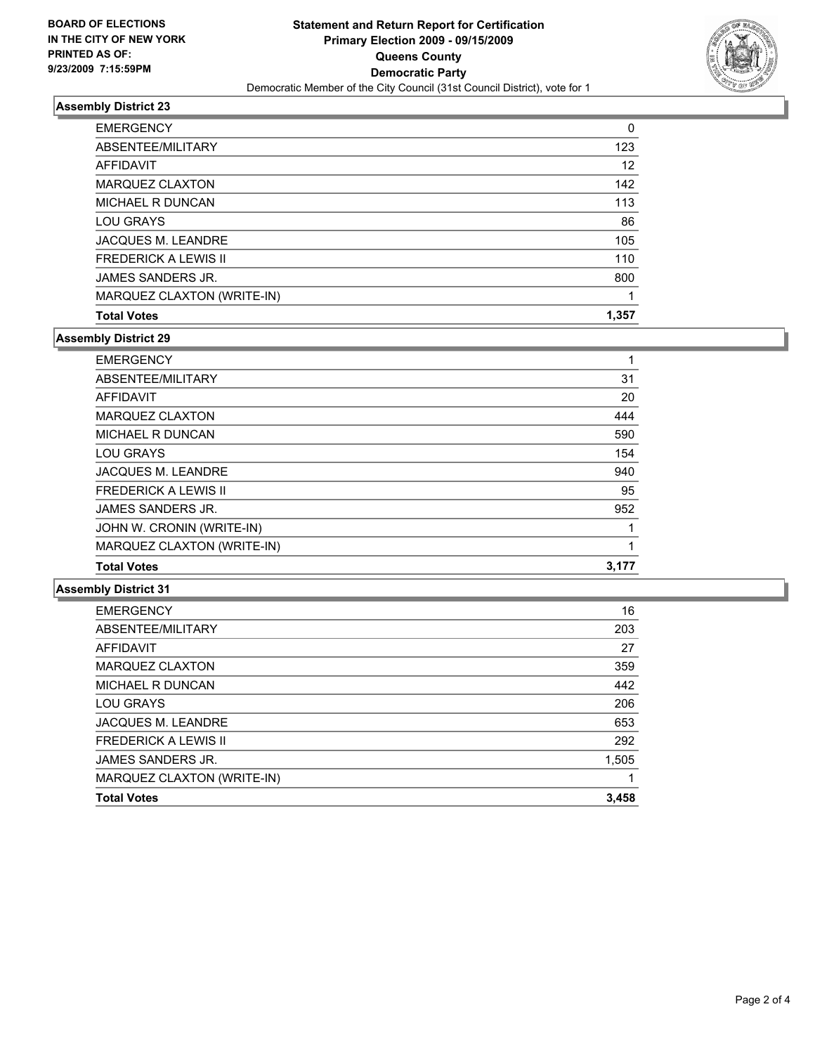BOARD OF ELECTIONS
IN THE CITY OF NEW YORK
PRINTED AS OF:
9/23/2009 7:15:59PM

# Statement and Return Report for Certification
## Primary Election 2009 - 09/15/2009
## Queens County
## Democratic Party
Democratic Member of the City Council (31st Council District), vote for 1

### Assembly District 23

| | |
|---|---|
| EMERGENCY | 0 |
| ABSENTEE/MILITARY | 123 |
| AFFIDAVIT | 12 |
| MARQUEZ CLAXTON | 142 |
| MICHAEL R DUNCAN | 113 |
| LOU GRAYS | 86 |
| JACQUES M. LEANDRE | 105 |
| FREDERICK A LEWIS II | 110 |
| JAMES SANDERS JR. | 800 |
| MARQUEZ CLAXTON (WRITE-IN) | 1 |
| **Total Votes** | **1,357** |

### Assembly District 29

| | |
|---|---|
| EMERGENCY | 1 |
| ABSENTEE/MILITARY | 31 |
| AFFIDAVIT | 20 |
| MARQUEZ CLAXTON | 444 |
| MICHAEL R DUNCAN | 590 |
| LOU GRAYS | 154 |
| JACQUES M. LEANDRE | 940 |
| FREDERICK A LEWIS II | 95 |
| JAMES SANDERS JR. | 952 |
| JOHN W. CRONIN (WRITE-IN) | 1 |
| MARQUEZ CLAXTON (WRITE-IN) | 1 |
| **Total Votes** | **3,177** |

### Assembly District 31

| | |
|---|---|
| EMERGENCY | 16 |
| ABSENTEE/MILITARY | 203 |
| AFFIDAVIT | 27 |
| MARQUEZ CLAXTON | 359 |
| MICHAEL R DUNCAN | 442 |
| LOU GRAYS | 206 |
| JACQUES M. LEANDRE | 653 |
| FREDERICK A LEWIS II | 292 |
| JAMES SANDERS JR. | 1,505 |
| MARQUEZ CLAXTON (WRITE-IN) | 1 |
| **Total Votes** | **3,458** |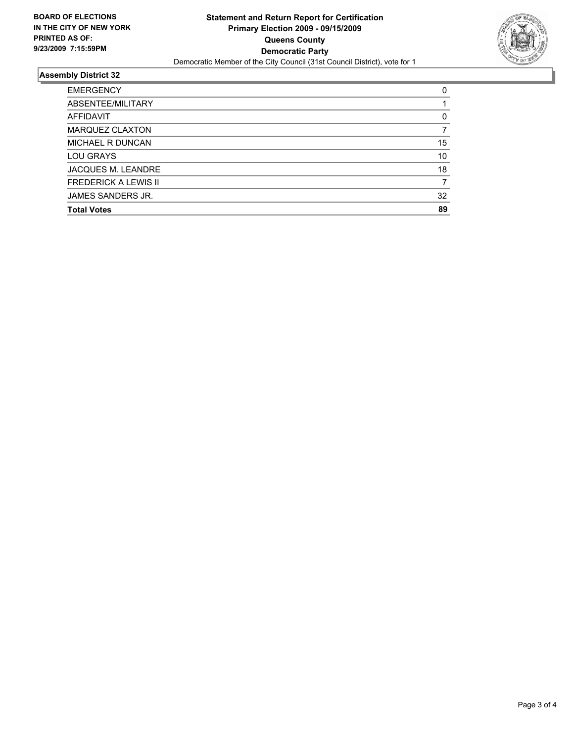**BOARD OF ELECTIONS IN THE CITY OF NEW YORK PRINTED AS OF: 9/23/2009 7:15:59PM**

**Statement and Return Report for Certification**
**Primary Election 2009 - 09/15/2009**
**Queens County**
**Democratic Party**
Democratic Member of the City Council (31st Council District), vote for 1

## Assembly District 32

| | |
|---|---|
| EMERGENCY | 0 |
| ABSENTEE/MILITARY | 1 |
| AFFIDAVIT | 0 |
| MARQUEZ CLAXTON | 7 |
| MICHAEL R DUNCAN | 15 |
| LOU GRAYS | 10 |
| JACQUES M. LEANDRE | 18 |
| FREDERICK A LEWIS II | 7 |
| JAMES SANDERS JR. | 32 |
| **Total Votes** | **89** |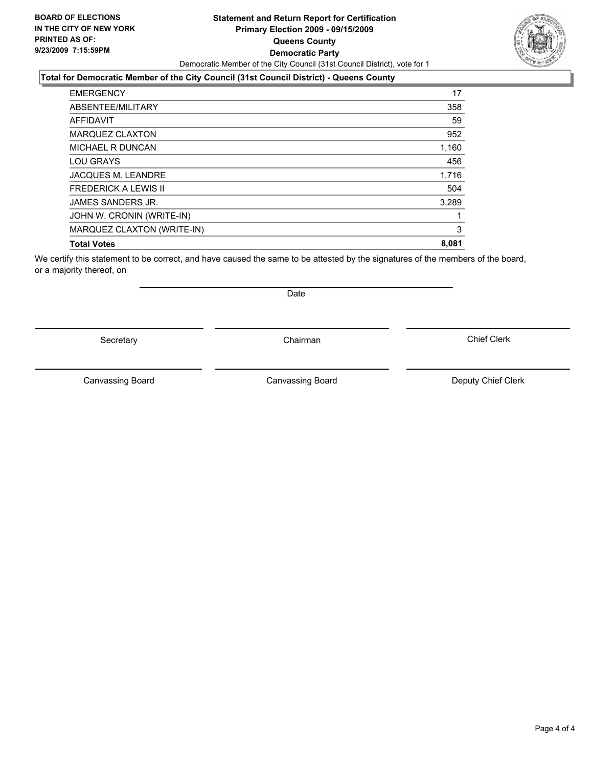**BOARD OF ELECTIONS IN THE CITY OF NEW YORK PRINTED AS OF: 9/23/2009 7:15:59PM**

# Statement and Return Report for Certification Primary Election 2009 - 09/15/2009 Queens County Democratic Party

Democratic Member of the City Council (31st Council District), vote for 1

**Total for Democratic Member of the City Council (31st Council District) - Queens County**

| | |
|---|---|
| EMERGENCY | 17 |
| ABSENTEE/MILITARY | 358 |
| AFFIDAVIT | 59 |
| MARQUEZ CLAXTON | 952 |
| MICHAEL R DUNCAN | 1,160 |
| LOU GRAYS | 456 |
| JACQUES M. LEANDRE | 1,716 |
| FREDERICK A LEWIS II | 504 |
| JAMES SANDERS JR. | 3,289 |
| JOHN W. CRONIN (WRITE-IN) | 1 |
| MARQUEZ CLAXTON (WRITE-IN) | 3 |
| **Total Votes** | **8,081** |

We certify this statement to be correct, and have caused the same to be attested by the signatures of the members of the board, or a majority thereof, on

Date

Secretary

Chairman

Chief Clerk

Canvassing Board

Canvassing Board

Deputy Chief Clerk